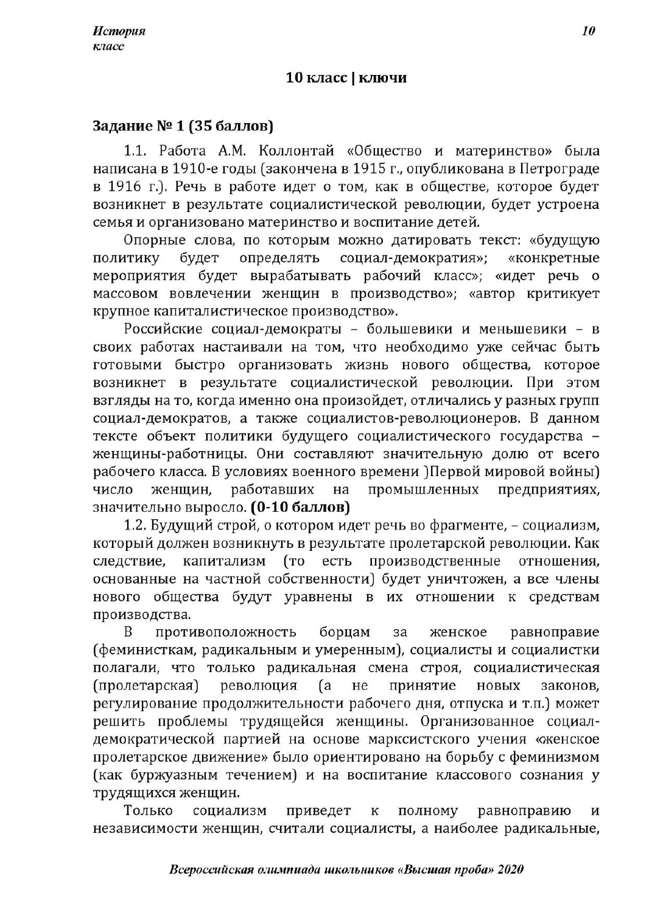## 10 класс | ключи

### Задание № 1 (35 баллов)

1.1. Работа А.М. Коллонтай «Общество и материнство» была написана в 1910-е годы (закончена в 1915 г., опубликована в Петрограде в 1916 г.). Речь в работе идет о том, как в обществе, которое будет возникнет в результате социалистической революции, будет устроена семья и организовано материнство и воспитание детей.

Опорные слова, по которым можно датировать текст: «будущую политику будет определять социал-демократия»; «конкретные мероприятия будет вырабатывать рабочий класс»; «идет речь о массовом вовлечении женщин в производство»; «автор критикует крупное капиталистическое производство».

Российские социал-демократы – большевики и меньшевики – в своих работах настаивали на том, что необходимо уже сейчас быть готовыми быстро организовать жизнь нового общества, которое возникнет в результате социалистической революции. При этом взгляды на то, когда именно она произойдет, отличались у разных групп социал-демократов, а также социалистов-революционеров. В данном тексте объект политики будущего социалистического государства – женщины-работницы. Они составляют значительную долю от всего рабочего класса. В условиях военного времени )Первой мировой войны) число женщин, работавших на промышленных предприятиях, значительно выросло. **(0-10 баллов)**

1.2. Будущий строй, о котором идет речь во фрагменте, – социализм, который должен возникнуть в результате пролетарской революции. Как следствие, капитализм (то есть производственные отношения, основанные на частной собственности) будет уничтожен, а все члены нового общества будут уравнены в их отношении к средствам производства.

В противоположность борцам за женское равноправие (феминисткам, радикальным и умеренным), социалисты и социалистки полагали, что только радикальная смена строя, социалистическая (пролетарская) революция (а не принятие новых законов, регулирование продолжительности рабочего дня, отпуска и т.п.) может решить проблемы трудящейся женщины. Организованное социал-демократической партией на основе марксистского учения «женское пролетарское движение» было ориентировано на борьбу с феминизмом (как буржуазным течением) и на воспитание классового сознания у трудящихся женщин.

Только социализм приведет к полному равноправию и независимости женщин, считали социалисты, а наиболее радикальные,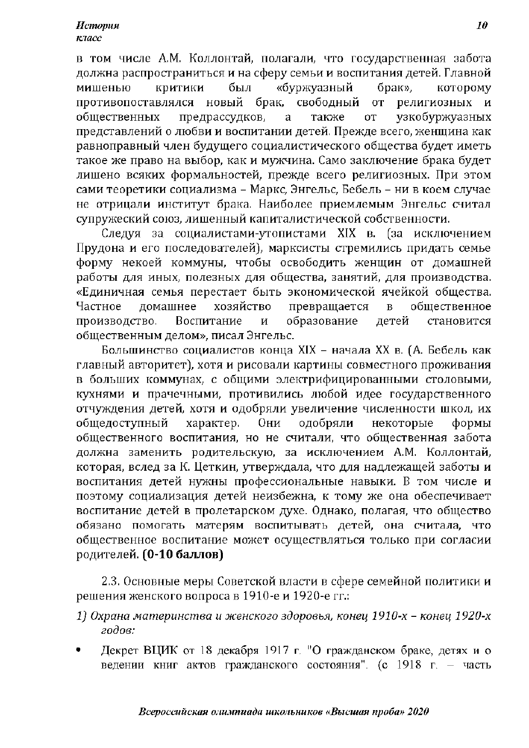в том числе А.М. Коллонтай, полагали, что государственная забота должна распространиться и на сферу семьи и воспитания детей. Главной мишенью критики был «буржуазный брак», которому противопоставлялся новый брак, свободный от религиозных и общественных предрассудков, а также от узкобуржуазных представлений о любви и воспитании детей. Прежде всего, женщина как равноправный член будущего социалистического общества будет иметь такое же право на выбор, как и мужчина. Само заключение брака будет лишено всяких формальностей, прежде всего религиозных. При этом сами теоретики социализма – Маркс, Энгельс, Бебель – ни в коем случае не отрицали институт брака. Наиболее приемлемым Энгельс считал супружеский союз, лишенный капиталистической собственности.

Следуя за социалистами-утопистами XIX в. (за исключением Прудона и его последователей), марксисты стремились придать семье форму некоей коммуны, чтобы освободить женщин от домашней работы для иных, полезных для общества, занятий, для производства. «Единичная семья перестает быть экономической ячейкой общества. Частное домашнее хозяйство превращается в общественное производство. Воспитание и образование детей становится общественным делом», писал Энгельс.

Большинство социалистов конца XIX – начала XX в. (А. Бебель как главный авторитет), хотя и рисовали картины совместного проживания в больших коммунах, с общими электрифицированными столовыми, кухнями и прачечными, противились любой идее государственного отчуждения детей, хотя и одобряли увеличение численности школ, их общедоступный характер. Они одобряли некоторые формы общественного воспитания, но не считали, что общественная забота должна заменить родительскую, за исключением А.М. Коллонтай, которая, вслед за К. Цеткин, утверждала, что для надлежащей заботы и воспитания детей нужны профессиональные навыки. В том числе и поэтому социализация детей неизбежна, к тому же она обеспечивает воспитание детей в пролетарском духе. Однако, полагая, что общество обязано помогать матерям воспитывать детей, она считала, что общественное воспитание может осуществляться только при согласии родителей. **(0-10 баллов)**

2.3. Основные меры Советской власти в сфере семейной политики и решения женского вопроса в 1910-е и 1920-е гг.:

*1) Охрана материнства и женского здоровья, конец 1910-х – конец 1920-х годов:*

- Декрет ВЦИК от 18 декабря 1917 г. "О гражданском браке, детях и о ведении книг актов гражданского состояния". (с 1918 г. – часть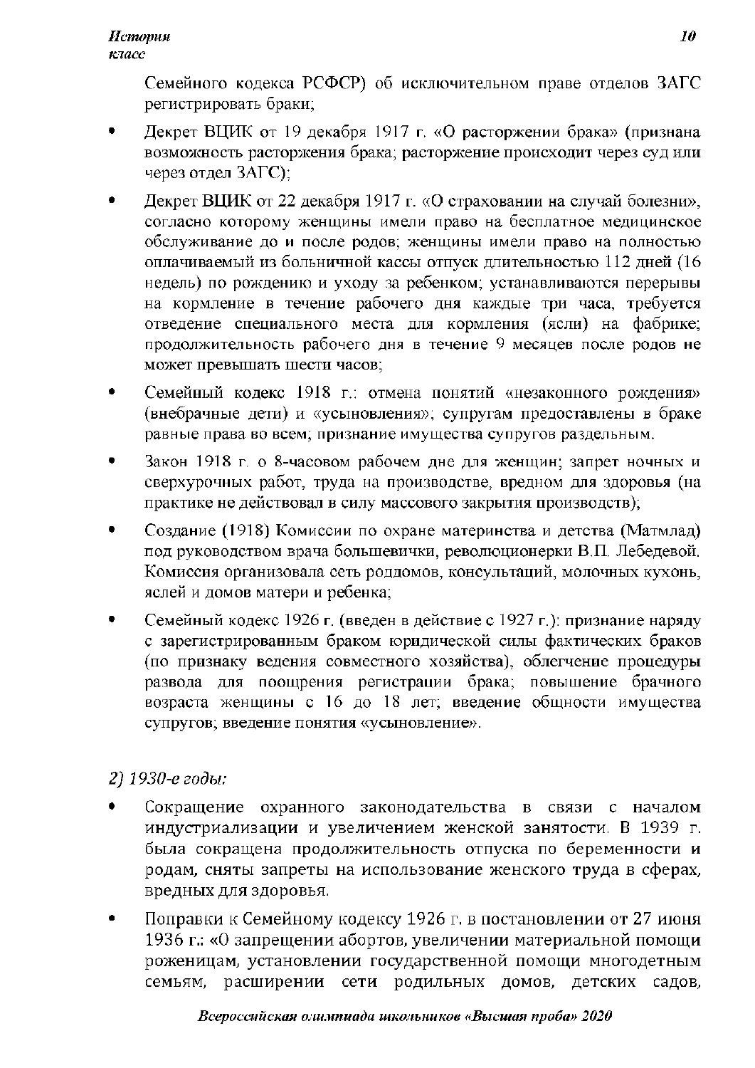Семейного кодекса РСФСР) об исключительном праве отделов ЗАГС регистрировать браки;

- Декрет ВЦИК от 19 декабря 1917 г. «О расторжении брака» (признана возможность расторжения брака; расторжение происходит через суд или через отдел ЗАГС);
- Декрет ВЦИК от 22 декабря 1917 г. «О страховании на случай болезни», согласно которому женщины имели право на бесплатное медицинское обслуживание до и после родов; женщины имели право на полностью оплачиваемый из больничной кассы отпуск длительностью 112 дней (16 недель) по рождению и уходу за ребенком; устанавливаются перерывы на кормление в течение рабочего дня каждые три часа, требуется отведение специального места для кормления (ясли) на фабрике; продолжительность рабочего дня в течение 9 месяцев после родов не может превышать шести часов;
- Семейный кодекс 1918 г.: отмена понятий «незаконного рождения» (внебрачные дети) и «усыновления»; супругам предоставлены в браке равные права во всем; признание имущества супругов раздельным.
- Закон 1918 г. о 8-часовом рабочем дне для женщин; запрет ночных и сверхурочных работ, труда на производстве, вредном для здоровья (на практике не действовал в силу массового закрытия производств);
- Создание (1918) Комиссии по охране материнства и детства (Матмлад) под руководством врача большевички, революционерки В.П. Лебедевой. Комиссия организовала сеть роддомов, консультаций, молочных кухонь, яслей и домов матери и ребенка;
- Семейный кодекс 1926 г. (введен в действие с 1927 г.): признание наряду с зарегистрированным браком юридической силы фактических браков (по признаку ведения совместного хозяйства), облегчение процедуры развода для поощрения регистрации брака; повышение брачного возраста женщины с 16 до 18 лет; введение общности имущества супругов; введение понятия «усыновление».

*2) 1930-е годы:*

- Сокращение охранного законодательства в связи с началом индустриализации и увеличением женской занятости. В 1939 г. была сокращена продолжительность отпуска по беременности и родам, сняты запреты на использование женского труда в сферах, вредных для здоровья.
- Поправки к Семейному кодексу 1926 г. в постановлении от 27 июня 1936 г.: «О запрещении абортов, увеличении материальной помощи роженицам, установлении государственной помощи многодетным семьям, расширении сети родильных домов, детских садов,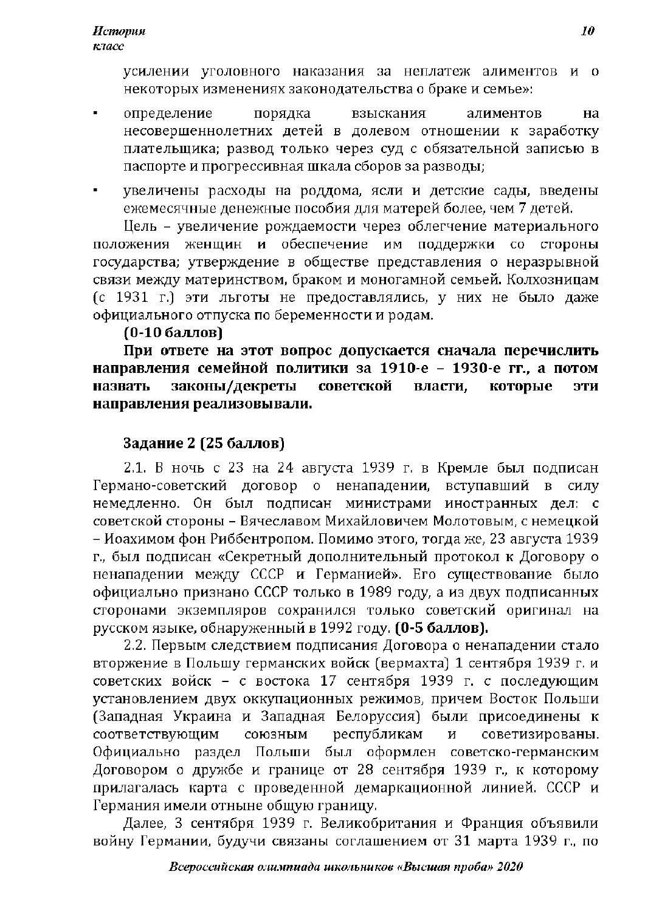усилении уголовного наказания за неплатеж алиментов и о некоторых изменениях законодательства о браке и семье»:

- определение порядка взыскания алиментов на несовершеннолетних детей в долевом отношении к заработку плательщика; развод только через суд с обязательной записью в паспорте и прогрессивная шкала сборов за разводы;
- увеличены расходы на роддома, ясли и детские сады, введены ежемесячные денежные пособия для матерей более, чем 7 детей.

Цель – увеличение рождаемости через облегчение материального положения женщин и обеспечение им поддержки со стороны государства; утверждение в обществе представления о неразрывной связи между материнством, браком и моногамной семьей. Колхозницам (с 1931 г.) эти льготы не предоставлялись, у них не было даже официального отпуска по беременности и родам.

**(0-10 баллов)**

**При ответе на этот вопрос допускается сначала перечислить направления семейной политики за 1910-е – 1930-е гг., а потом назвать законы/декреты советской власти, которые эти направления реализовывали.**

**Задание 2 (25 баллов)**

2.1. В ночь с 23 на 24 августа 1939 г. в Кремле был подписан Германо-советский договор о ненападении, вступавший в силу немедленно. Он был подписан министрами иностранных дел: с советской стороны – Вячеславом Михайловичем Молотовым, с немецкой – Иоахимом фон Риббентропом. Помимо этого, тогда же, 23 августа 1939 г., был подписан «Секретный дополнительный протокол к Договору о ненападении между СССР и Германией». Его существование было официально признано СССР только в 1989 году, а из двух подписанных сторонами экземпляров сохранился только советский оригинал на русском языке, обнаруженный в 1992 году. **(0-5 баллов).**

2.2. Первым следствием подписания Договора о ненападении стало вторжение в Польшу германских войск (вермахта) 1 сентября 1939 г. и советских войск – с востока 17 сентября 1939 г. с последующим установлением двух оккупационных режимов, причем Восток Польши (Западная Украина и Западная Белоруссия) были присоединены к соответствующим союзным республикам и советизированы. Официально раздел Польши был оформлен советско-германским Договором о дружбе и границе от 28 сентября 1939 г., к которому прилагалась карта с проведенной демаркационной линией. СССР и Германия имели отныне общую границу.

Далее, 3 сентября 1939 г. Великобритания и Франция объявили войну Германии, будучи связаны соглашением от 31 марта 1939 г., по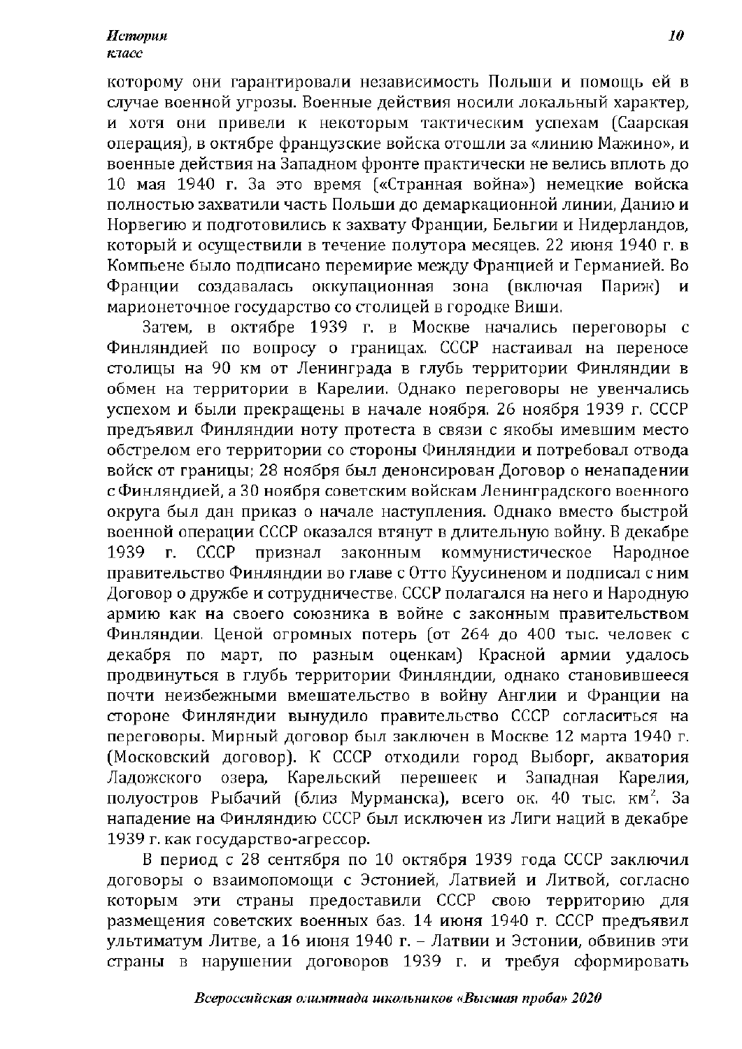которому они гарантировали независимость Польши и помощь ей в случае военной угрозы. Военные действия носили локальный характер, и хотя они привели к некоторым тактическим успехам (Саарская операция), в октябре французские войска отошли за «линию Мажино», и военные действия на Западном фронте практически не велись вплоть до 10 мая 1940 г. За это время («Странная война») немецкие войска полностью захватили часть Польши до демаркационной линии, Данию и Норвегию и подготовились к захвату Франции, Бельгии и Нидерландов, который и осуществили в течение полутора месяцев. 22 июня 1940 г. в Компьене было подписано перемирие между Францией и Германией. Во Франции создавалась оккупационная зона (включая Париж) и марионеточное государство со столицей в городке Виши.

Затем, в октябре 1939 г. в Москве начались переговоры с Финляндией по вопросу о границах. СССР настаивал на переносе столицы на 90 км от Ленинграда в глубь территории Финляндии в обмен на территории в Карелии. Однако переговоры не увенчались успехом и были прекращены в начале ноября. 26 ноября 1939 г. СССР предъявил Финляндии ноту протеста в связи с якобы имевшим место обстрелом его территории со стороны Финляндии и потребовал отвода войск от границы; 28 ноября был денонсирован Договор о ненападении с Финляндией, а 30 ноября советским войскам Ленинградского военного округа был дан приказ о начале наступления. Однако вместо быстрой военной операции СССР оказался втянут в длительную войну. В декабре 1939 г. СССР признал законным коммунистическое Народное правительство Финляндии во главе с Отто Куусиненом и подписал с ним Договор о дружбе и сотрудничестве. СССР полагался на него и Народную армию как на своего союзника в войне с законным правительством Финляндии. Ценой огромных потерь (от 264 до 400 тыс. человек с декабря по март, по разным оценкам) Красной армии удалось продвинуться в глубь территории Финляндии, однако становившееся почти неизбежными вмешательство в войну Англии и Франции на стороне Финляндии вынудило правительство СССР согласиться на переговоры. Мирный договор был заключен в Москве 12 марта 1940 г. (Московский договор). К СССР отходили город Выборг, акватория Ладожского озера, Карельский перешеек и Западная Карелия, полуостров Рыбачий (близ Мурманска), всего ок. 40 тыс. км$^2$. За нападение на Финляндию СССР был исключен из Лиги наций в декабре 1939 г. как государство-агрессор.

В период с 28 сентября по 10 октября 1939 года СССР заключил договоры о взаимопомощи с Эстонией, Латвией и Литвой, согласно которым эти страны предоставили СССР свою территорию для размещения советских военных баз. 14 июня 1940 г. СССР предъявил ультиматум Литве, а 16 июня 1940 г. – Латвии и Эстонии, обвинив эти страны в нарушении договоров 1939 г. и требуя сформировать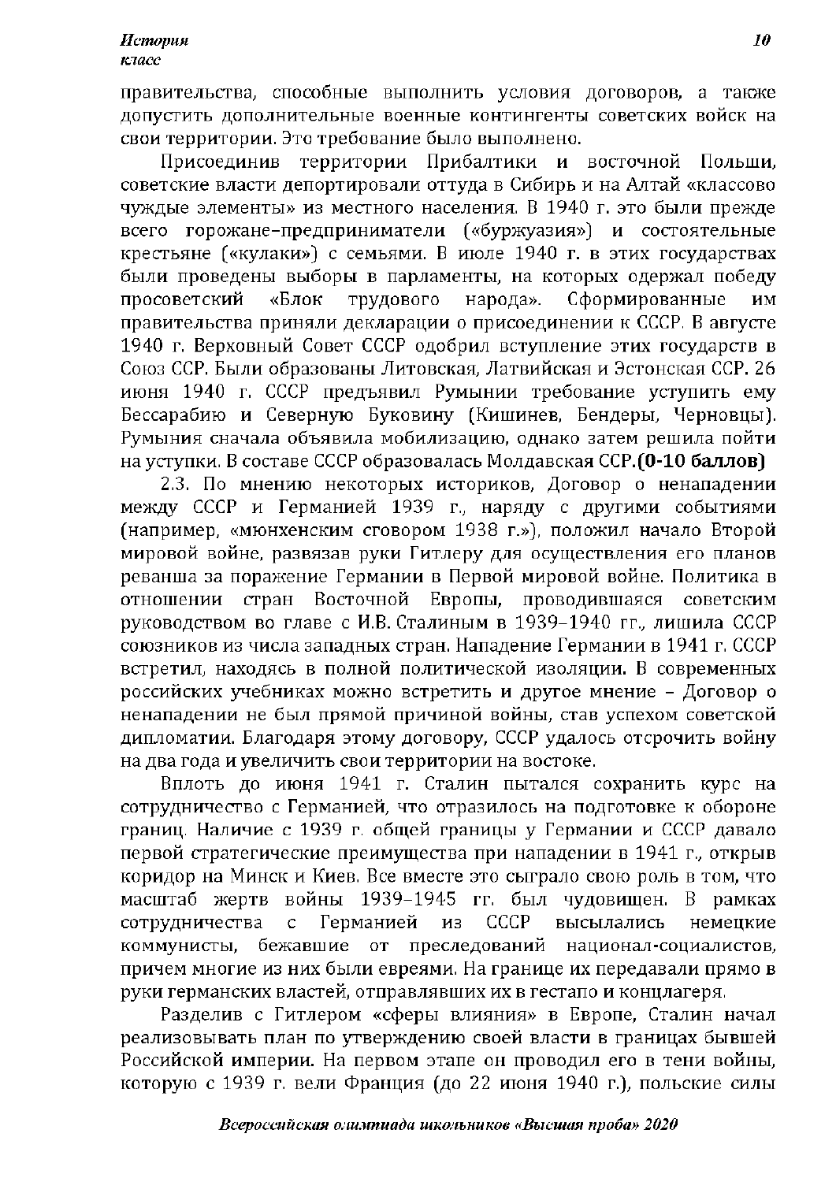правительства, способные выполнить условия договоров, а также допустить дополнительные военные контингенты советских войск на свои территории. Это требование было выполнено.

Присоединив территории Прибалтики и восточной Польши, советские власти депортировали оттуда в Сибирь и на Алтай «классово чуждые элементы» из местного населения. В 1940 г. это были прежде всего горожане-предприниматели («буржуазия») и состоятельные крестьяне («кулаки») с семьями. В июле 1940 г. в этих государствах были проведены выборы в парламенты, на которых одержал победу просоветский «Блок трудового народа». Сформированные им правительства приняли декларации о присоединении к СССР. В августе 1940 г. Верховный Совет СССР одобрил вступление этих государств в Союз ССР. Были образованы Литовская, Латвийская и Эстонская ССР. 26 июня 1940 г. СССР предъявил Румынии требование уступить ему Бессарабию и Северную Буковину (Кишинев, Бендеры, Черновцы). Румыния сначала объявила мобилизацию, однако затем решила пойти на уступки. В составе СССР образовалась Молдавская ССР. **(0-10 баллов)**

2.3. По мнению некоторых историков, Договор о ненападении между СССР и Германией 1939 г., наряду с другими событиями (например, «мюнхенским сговором 1938 г.»), положил начало Второй мировой войне, развязав руки Гитлеру для осуществления его планов реванша за поражение Германии в Первой мировой войне. Политика в отношении стран Восточной Европы, проводившаяся советским руководством во главе с И.В. Сталиным в 1939–1940 гг., лишила СССР союзников из числа западных стран. Нападение Германии в 1941 г. СССР встретил, находясь в полной политической изоляции. В современных российских учебниках можно встретить и другое мнение – Договор о ненападении не был прямой причиной войны, став успехом советской дипломатии. Благодаря этому договору, СССР удалось отсрочить войну на два года и увеличить свои территории на востоке.

Вплоть до июня 1941 г. Сталин пытался сохранить курс на сотрудничество с Германией, что отразилось на подготовке к обороне границ. Наличие с 1939 г. общей границы у Германии и СССР давало первой стратегические преимущества при нападении в 1941 г., открыв коридор на Минск и Киев. Все вместе это сыграло свою роль в том, что масштаб жертв войны 1939–1945 гг. был чудовищен. В рамках сотрудничества с Германией из СССР высылались немецкие коммунисты, бежавшие от преследований национал-социалистов, причем многие из них были евреями. На границе их передавали прямо в руки германских властей, отправлявших их в гестапо и концлагеря.

Разделив с Гитлером «сферы влияния» в Европе, Сталин начал реализовывать план по утверждению своей власти в границах бывшей Российской империи. На первом этапе он проводил его в тени войны, которую с 1939 г. вели Франция (до 22 июня 1940 г.), польские силы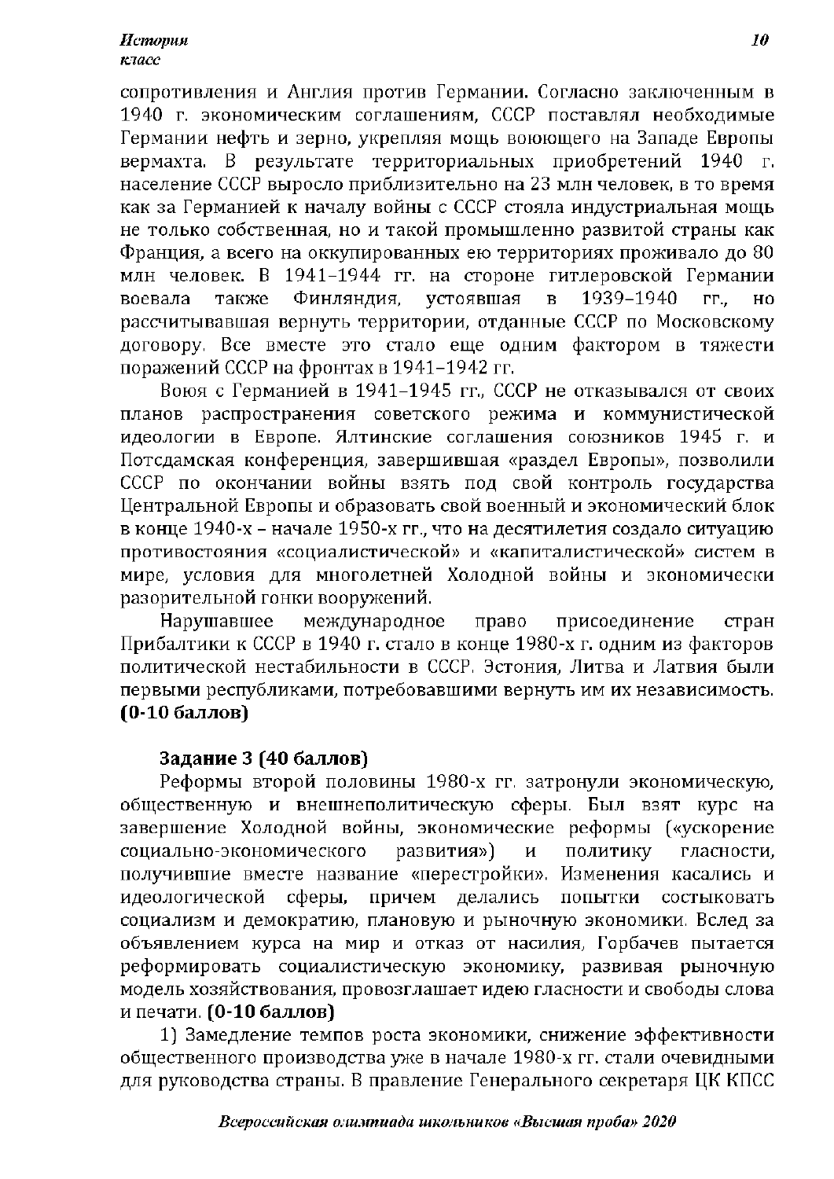сопротивления и Англия против Германии. Согласно заключенным в 1940 г. экономическим соглашениям, СССР поставлял необходимые Германии нефть и зерно, укрепляя мощь воюющего на Западе Европы вермахта. В результате территориальных приобретений 1940 г. население СССР выросло приблизительно на 23 млн человек, в то время как за Германией к началу войны с СССР стояла индустриальная мощь не только собственная, но и такой промышленно развитой страны как Франция, а всего на оккупированных ею территориях проживало до 80 млн человек. В 1941–1944 гг. на стороне гитлеровской Германии воевала также Финляндия, устоявшая в 1939–1940 гг., но рассчитывавшая вернуть территории, отданные СССР по Московскому договору. Все вместе это стало еще одним фактором в тяжести поражений СССР на фронтах в 1941–1942 гг.

Воюя с Германией в 1941–1945 гг., СССР не отказывался от своих планов распространения советского режима и коммунистической идеологии в Европе. Ялтинские соглашения союзников 1945 г. и Потсдамская конференция, завершившая «раздел Европы», позволили СССР по окончании войны взять под свой контроль государства Центральной Европы и образовать свой военный и экономический блок в конце 1940-х – начале 1950-х гг., что на десятилетия создало ситуацию противостояния «социалистической» и «капиталистической» систем в мире, условия для многолетней Холодной войны и экономически разорительной гонки вооружений.

Нарушавшее международное право присоединение стран Прибалтики к СССР в 1940 г. стало в конце 1980-х г. одним из факторов политической нестабильности в СССР. Эстония, Литва и Латвия были первыми республиками, потребовавшими вернуть им их независимость. **(0-10 баллов)**

**Задание 3 (40 баллов)**

Реформы второй половины 1980-х гг. затронули экономическую, общественную и внешнеполитическую сферы. Был взят курс на завершение Холодной войны, экономические реформы («ускорение социально-экономического развития») и политику гласности, получившие вместе название «перестройки». Изменения касались и идеологической сферы, причем делались попытки состыковать социализм и демократию, плановую и рыночную экономики. Вслед за объявлением курса на мир и отказ от насилия, Горбачев пытается реформировать социалистическую экономику, развивая рыночную модель хозяйствования, провозглашает идею гласности и свободы слова и печати. **(0-10 баллов)**

1) Замедление темпов роста экономики, снижение эффективности общественного производства уже в начале 1980-х гг. стали очевидными для руководства страны. В правление Генерального секретаря ЦК КПСС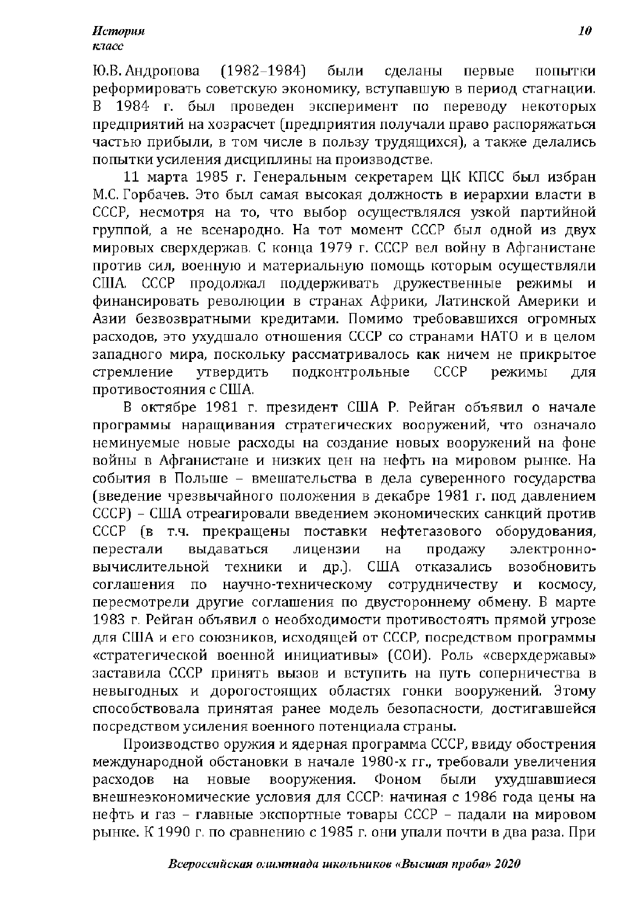Ю.В. Андропова (1982–1984) были сделаны первые попытки реформировать советскую экономику, вступавшую в период стагнации. В 1984 г. был проведен эксперимент по переводу некоторых предприятий на хозрасчет (предприятия получали право распоряжаться частью прибыли, в том числе в пользу трудящихся), а также делались попытки усиления дисциплины на производстве.

11 марта 1985 г. Генеральным секретарем ЦК КПСС был избран М.С. Горбачев. Это был самая высокая должность в иерархии власти в СССР, несмотря на то, что выбор осуществлялся узкой партийной группой, а не всенародно. На тот момент СССР был одной из двух мировых сверхдержав. С конца 1979 г. СССР вел войну в Афганистане против сил, военную и материальную помощь которым осуществляли США. СССР продолжал поддерживать дружественные режимы и финансировать революции в странах Африки, Латинской Америки и Азии безвозвратными кредитами. Помимо требовавшихся огромных расходов, это ухудшало отношения СССР со странами НАТО и в целом западного мира, поскольку рассматривалось как ничем не прикрытое стремление утвердить подконтрольные СССР режимы для противостояния с США.

В октябре 1981 г. президент США Р. Рейган объявил о начале программы наращивания стратегических вооружений, что означало неминуемые новые расходы на создание новых вооружений на фоне войны в Афганистане и низких цен на нефть на мировом рынке. На события в Польше – вмешательства в дела суверенного государства (введение чрезвычайного положения в декабре 1981 г. под давлением СССР) – США отреагировали введением экономических санкций против СССР (в т.ч. прекращены поставки нефтегазового оборудования, перестали выдаваться лицензии на продажу электронно-вычислительной техники и др.). США отказались возобновить соглашения по научно-техническому сотрудничеству и космосу, пересмотрели другие соглашения по двустороннему обмену. В марте 1983 г. Рейган объявил о необходимости противостоять прямой угрозе для США и его союзников, исходящей от СССР, посредством программы «стратегической военной инициативы» (СОИ). Роль «сверхдержавы» заставила СССР принять вызов и вступить на путь соперничества в невыгодных и дорогостоящих областях гонки вооружений. Этому способствовала принятая ранее модель безопасности, достигавшейся посредством усиления военного потенциала страны.

Производство оружия и ядерная программа СССР, ввиду обострения международной обстановки в начале 1980-х гг., требовали увеличения расходов на новые вооружения. Фоном были ухудшавшиеся внешнеэкономические условия для СССР: начиная с 1986 года цены на нефть и газ – главные экспортные товары СССР – падали на мировом рынке. К 1990 г. по сравнению с 1985 г. они упали почти в два раза. При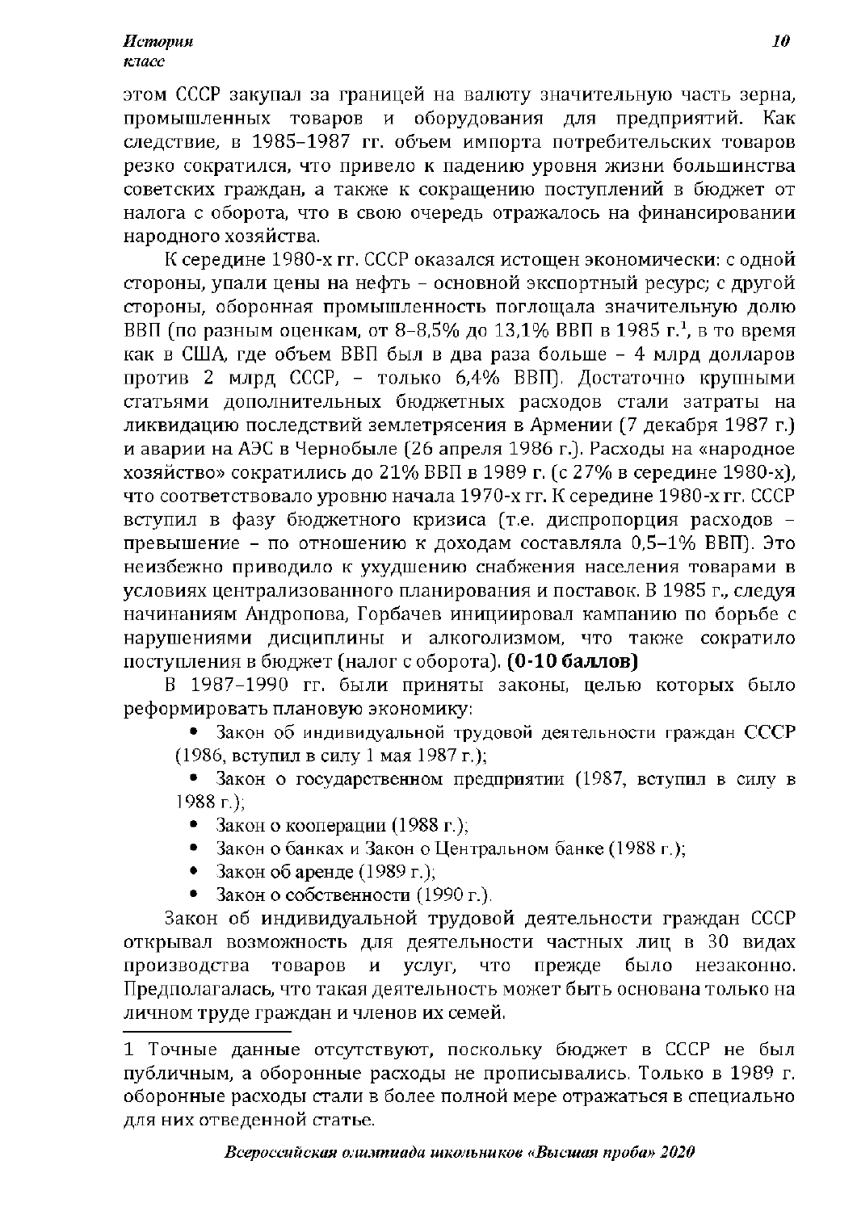этом СССР закупал за границей на валюту значительную часть зерна, промышленных товаров и оборудования для предприятий. Как следствие, в 1985–1987 гг. объем импорта потребительских товаров резко сократился, что привело к падению уровня жизни большинства советских граждан, а также к сокращению поступлений в бюджет от налога с оборота, что в свою очередь отражалось на финансировании народного хозяйства.

К середине 1980-х гг. СССР оказался истощен экономически: с одной стороны, упали цены на нефть – основной экспортный ресурс; с другой стороны, оборонная промышленность поглощала значительную долю ВВП (по разным оценкам, от 8–8,5% до 13,1% ВВП в 1985 г.[1], в то время как в США, где объем ВВП был в два раза больше – 4 млрд долларов против 2 млрд СССР, – только 6,4% ВВП). Достаточно крупными статьями дополнительных бюджетных расходов стали затраты на ликвидацию последствий землетрясения в Армении (7 декабря 1987 г.) и аварии на АЭС в Чернобыле (26 апреля 1986 г.). Расходы на «народное хозяйство» сократились до 21% ВВП в 1989 г. (с 27% в середине 1980-х), что соответствовало уровню начала 1970-х гг. К середине 1980-х гг. СССР вступил в фазу бюджетного кризиса (т.е. диспропорция расходов – превышение – по отношению к доходам составляла 0,5–1% ВВП). Это неизбежно приводило к ухудшению снабжения населения товарами в условиях централизованного планирования и поставок. В 1985 г., следуя начинаниям Андропова, Горбачев инициировал кампанию по борьбе с нарушениями дисциплины и алкоголизмом, что также сократило поступления в бюджет (налог с оборота). **(0-10 баллов)**

В 1987–1990 гг. были приняты законы, целью которых было реформировать плановую экономику:

- Закон об индивидуальной трудовой деятельности граждан СССР (1986, вступил в силу 1 мая 1987 г.);
- Закон о государственном предприятии (1987, вступил в силу в 1988 г.);
- Закон о кооперации (1988 г.);
- Закон о банках и Закон о Центральном банке (1988 г.);
- Закон об аренде (1989 г.);
- Закон о собственности (1990 г.).

Закон об индивидуальной трудовой деятельности граждан СССР открывал возможность для деятельности частных лиц в 30 видах производства товаров и услуг, что прежде было незаконно. Предполагалась, что такая деятельность может быть основана только на личном труде граждан и членов их семей.

---

1 Точные данные отсутствуют, поскольку бюджет в СССР не был публичным, а оборонные расходы не прописывались. Только в 1989 г. оборонные расходы стали в более полной мере отражаться в специально для них отведенной статье.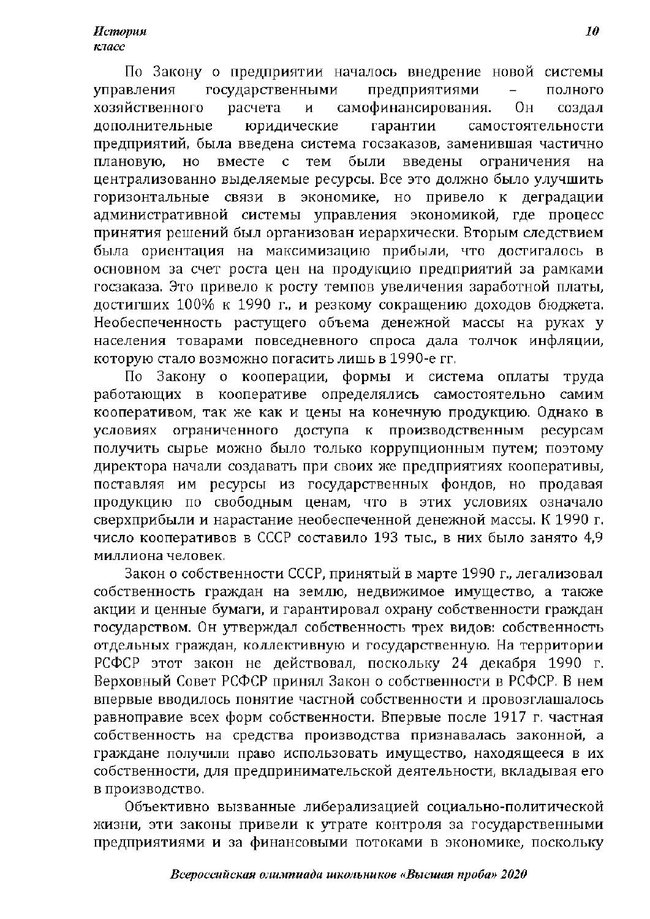По Закону о предприятии началось внедрение новой системы управления государственными предприятиями – полного хозяйственного расчета и самофинансирования. Он создал дополнительные юридические гарантии самостоятельности предприятий, была введена система госзаказов, заменившая частично плановую, но вместе с тем были введены ограничения на централизованно выделяемые ресурсы. Все это должно было улучшить горизонтальные связи в экономике, но привело к деградации административной системы управления экономикой, где процесс принятия решений был организован иерархически. Вторым следствием была ориентация на максимизацию прибыли, что достигалось в основном за счет роста цен на продукцию предприятий за рамками госзаказа. Это привело к росту темпов увеличения заработной платы, достигших 100% к 1990 г., и резкому сокращению доходов бюджета. Необеспеченность растущего объема денежной массы на руках у населения товарами повседневного спроса дала толчок инфляции, которую стало возможно погасить лишь в 1990-е гг.

По Закону о кооперации, формы и система оплаты труда работающих в кооперативе определялись самостоятельно самим кооперативом, так же как и цены на конечную продукцию. Однако в условиях ограниченного доступа к производственным ресурсам получить сырье можно было только коррупционным путем; поэтому директора начали создавать при своих же предприятиях кооперативы, поставляя им ресурсы из государственных фондов, но продавая продукцию по свободным ценам, что в этих условиях означало сверхприбыли и нарастание необеспеченной денежной массы. К 1990 г. число кооперативов в СССР составило 193 тыс., в них было занято 4,9 миллиона человек.

Закон о собственности СССР, принятый в марте 1990 г., легализовал собственность граждан на землю, недвижимое имущество, а также акции и ценные бумаги, и гарантировал охрану собственности граждан государством. Он утверждал собственность трех видов: собственность отдельных граждан, коллективную и государственную. На территории РСФСР этот закон не действовал, поскольку 24 декабря 1990 г. Верховный Совет РСФСР принял Закон о собственности в РСФСР. В нем впервые вводилось понятие частной собственности и провозглашалось равноправие всех форм собственности. Впервые после 1917 г. частная собственность на средства производства признавалась законной, а граждане получили право использовать имущество, находящееся в их собственности, для предпринимательской деятельности, вкладывая его в производство.

Объективно вызванные либерализацией социально-политической жизни, эти законы привели к утрате контроля за государственными предприятиями и за финансовыми потоками в экономике, поскольку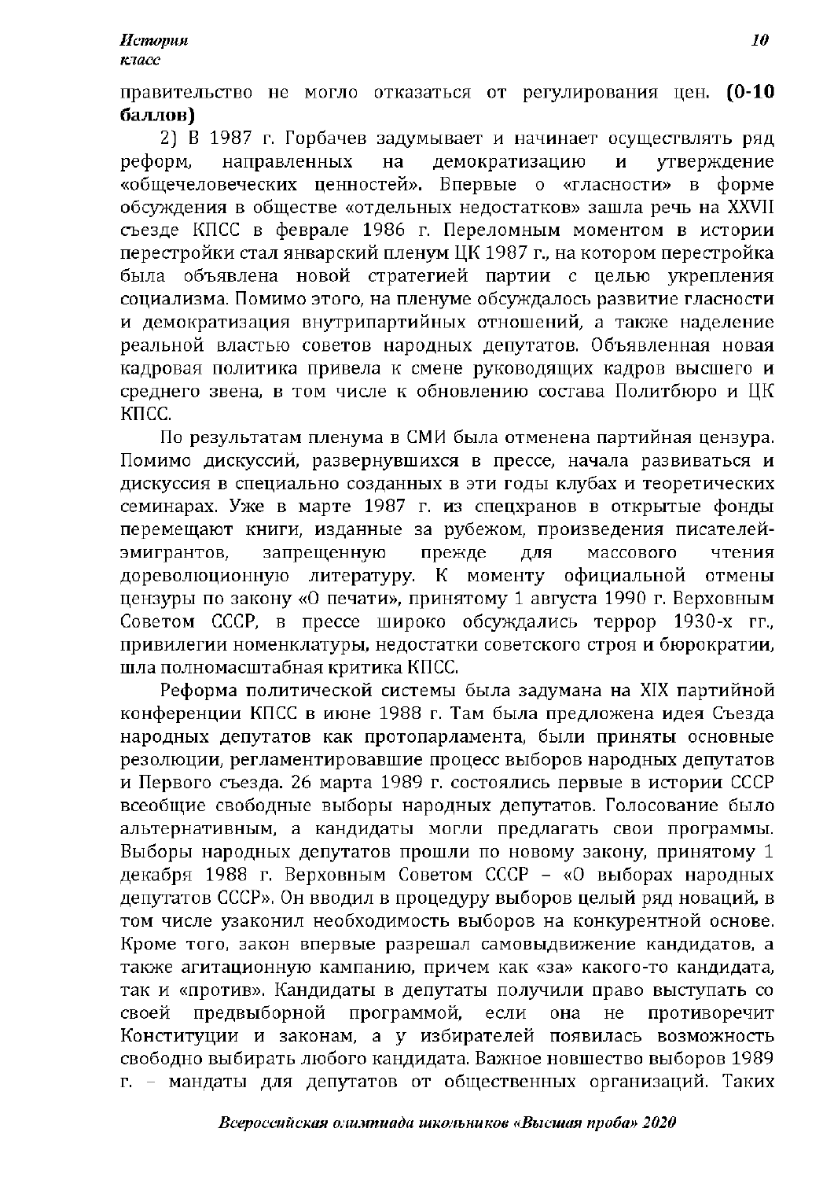правительство не могло отказаться от регулирования цен. **(0-10 баллов)**

2) В 1987 г. Горбачев задумывает и начинает осуществлять ряд реформ, направленных на демократизацию и утверждение «общечеловеческих ценностей». Впервые о «гласности» в форме обсуждения в обществе «отдельных недостатков» зашла речь на XXVII съезде КПСС в феврале 1986 г. Переломным моментом в истории перестройки стал январский пленум ЦК 1987 г., на котором перестройка была объявлена новой стратегией партии с целью укрепления социализма. Помимо этого, на пленуме обсуждалось развитие гласности и демократизация внутрипартийных отношений, а также наделение реальной властью советов народных депутатов. Объявленная новая кадровая политика привела к смене руководящих кадров высшего и среднего звена, в том числе к обновлению состава Политбюро и ЦК КПСС.

По результатам пленума в СМИ была отменена партийная цензура. Помимо дискуссий, развернувшихся в прессе, начала развиваться и дискуссия в специально созданных в эти годы клубах и теоретических семинарах. Уже в марте 1987 г. из спецхранов в открытые фонды перемещают книги, изданные за рубежом, произведения писателей-эмигрантов, запрещенную прежде для массового чтения дореволюционную литературу. К моменту официальной отмены цензуры по закону «О печати», принятому 1 августа 1990 г. Верховным Советом СССР, в прессе широко обсуждались террор 1930-х гг., привилегии номенклатуры, недостатки советского строя и бюрократии, шла полномасштабная критика КПСС.

Реформа политической системы была задумана на XIX партийной конференции КПСС в июне 1988 г. Там была предложена идея Съезда народных депутатов как протопарламента, были приняты основные резолюции, регламентировавшие процесс выборов народных депутатов и Первого съезда. 26 марта 1989 г. состоялись первые в истории СССР всеобщие свободные выборы народных депутатов. Голосование было альтернативным, а кандидаты могли предлагать свои программы. Выборы народных депутатов прошли по новому закону, принятому 1 декабря 1988 г. Верховным Советом СССР – «О выборах народных депутатов СССР». Он вводил в процедуру выборов целый ряд новаций, в том числе узаконил необходимость выборов на конкурентной основе. Кроме того, закон впервые разрешал самовыдвижение кандидатов, а также агитационную кампанию, причем как «за» какого-то кандидата, так и «против». Кандидаты в депутаты получили право выступать со своей предвыборной программой, если она не противоречит Конституции и законам, а у избирателей появилась возможность свободно выбирать любого кандидата. Важное новшество выборов 1989 г. – мандаты для депутатов от общественных организаций. Таких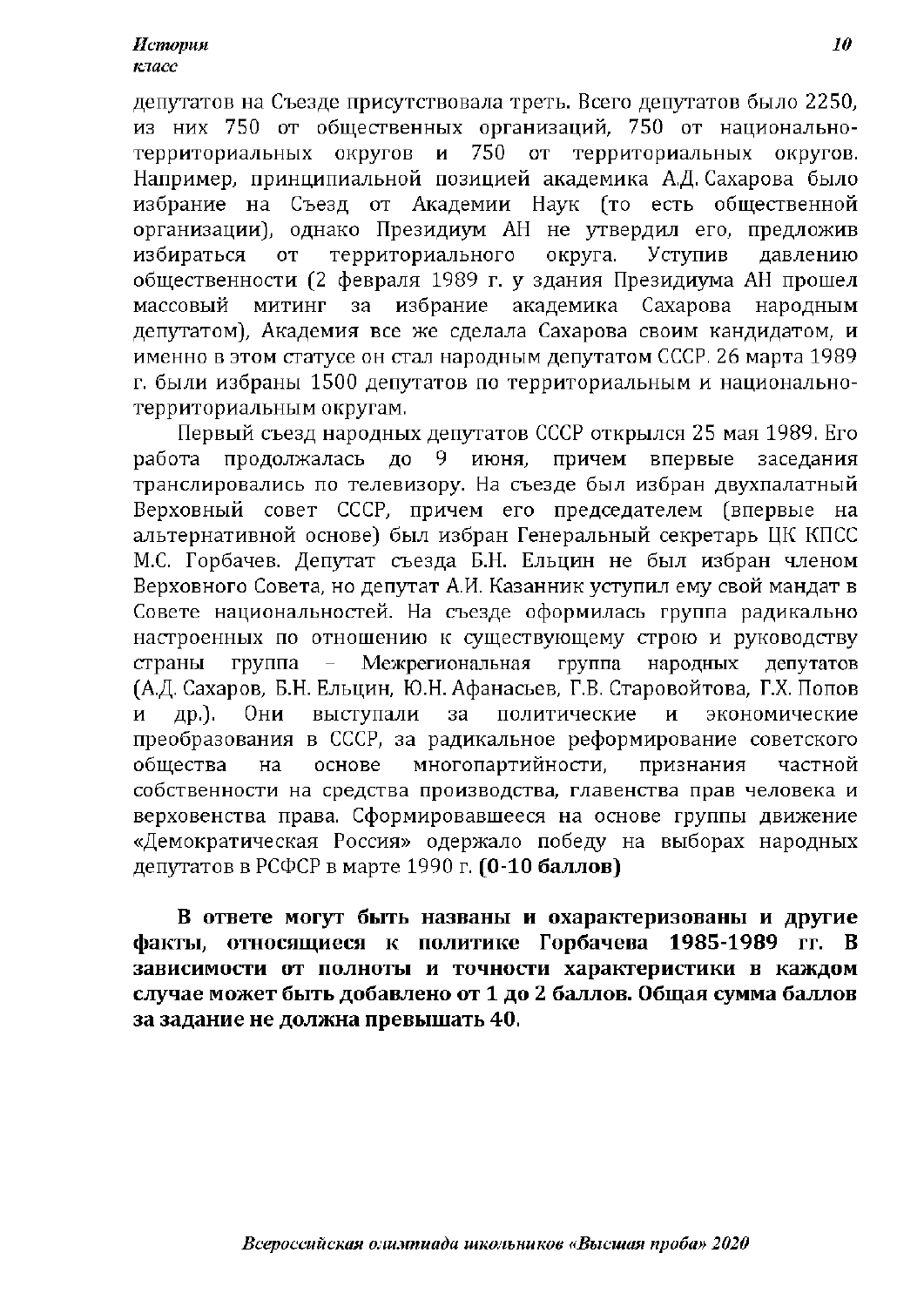депутатов на Съезде присутствовала треть. Всего депутатов было 2250, из них 750 от общественных организаций, 750 от национально-территориальных округов и 750 от территориальных округов. Например, принципиальной позицией академика А.Д. Сахарова было избрание на Съезд от Академии Наук (то есть общественной организации), однако Президиум АН не утвердил его, предложив избираться от территориального округа. Уступив давлению общественности (2 февраля 1989 г. у здания Президиума АН прошел массовый митинг за избрание академика Сахарова народным депутатом), Академия все же сделала Сахарова своим кандидатом, и именно в этом статусе он стал народным депутатом СССР. 26 марта 1989 г. были избраны 1500 депутатов по территориальным и национально-территориальным округам.

Первый съезд народных депутатов СССР открылся 25 мая 1989. Его работа продолжалась до 9 июня, причем впервые заседания транслировались по телевизору. На съезде был избран двухпалатный Верховный совет СССР, причем его председателем (впервые на альтернативной основе) был избран Генеральный секретарь ЦК КПСС М.С. Горбачев. Депутат съезда Б.Н. Ельцин не был избран членом Верховного Совета, но депутат А.И. Казанник уступил ему свой мандат в Совете национальностей. На съезде оформилась группа радикально настроенных по отношению к существующему строю и руководству страны группа – Межрегиональная группа народных депутатов (А.Д. Сахаров, Б.Н. Ельцин, Ю.Н. Афанасьев, Г.В. Старовойтова, Г.Х. Попов и др.). Они выступали за политические и экономические преобразования в СССР, за радикальное реформирование советского общества на основе многопартийности, признания частной собственности на средства производства, главенства прав человека и верховенства права. Сформировавшееся на основе группы движение «Демократическая Россия» одержало победу на выборах народных депутатов в РСФСР в марте 1990 г. **(0-10 баллов)**

**В ответе могут быть названы и охарактеризованы и другие факты, относящиеся к политике Горбачева 1985-1989 гг. В зависимости от полноты и точности характеристики в каждом случае может быть добавлено от 1 до 2 баллов. Общая сумма баллов за задание не должна превышать 40.**